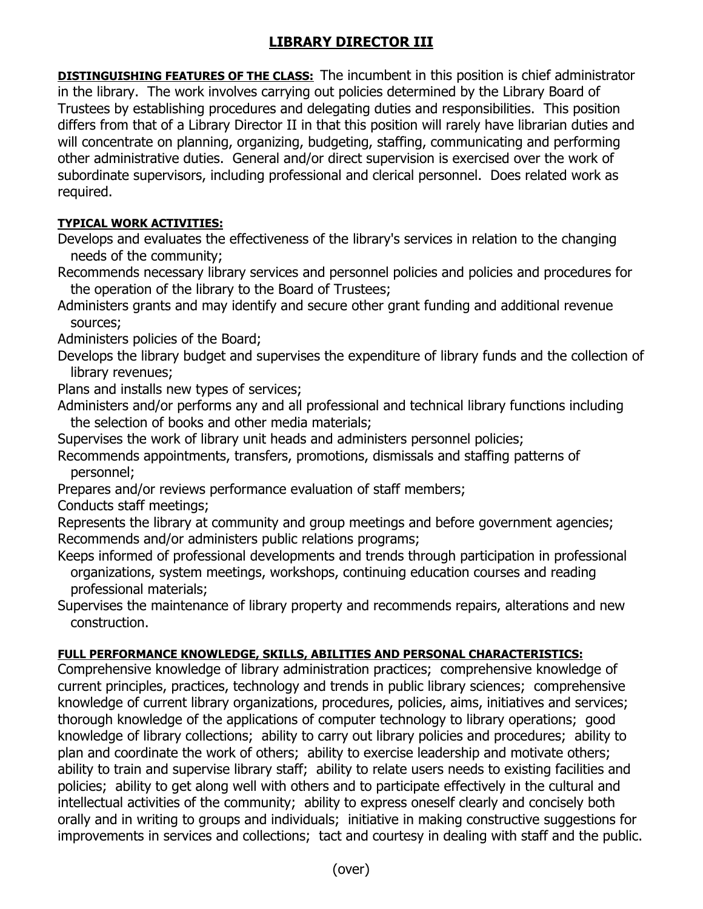# LIBRARY DIRECTOR III

**DISTINGUISHING FEATURES OF THE CLASS:** The incumbent in this position is chief administrator in the library. The work involves carrying out policies determined by the Library Board of Trustees by establishing procedures and delegating duties and responsibilities. This position differs from that of a Library Director II in that this position will rarely have librarian duties and will concentrate on planning, organizing, budgeting, staffing, communicating and performing other administrative duties. General and/or direct supervision is exercised over the work of subordinate supervisors, including professional and clerical personnel. Does related work as required.

**TYPICAL WORK ACTIVITIES:**

Develops and evaluates the effectiveness of the library's services in relation to the changing needs of the community;

Recommends necessary library services and personnel policies and policies and procedures for the operation of the library to the Board of Trustees;

Administers grants and may identify and secure other grant funding and additional revenue sources;

Administers policies of the Board;

Develops the library budget and supervises the expenditure of library funds and the collection of library revenues;

Plans and installs new types of services;

Administers and/or performs any and all professional and technical library functions including the selection of books and other media materials;

Supervises the work of library unit heads and administers personnel policies;

Recommends appointments, transfers, promotions, dismissals and staffing patterns of personnel;

Prepares and/or reviews performance evaluation of staff members;

Conducts staff meetings;

Represents the library at community and group meetings and before government agencies;

Recommends and/or administers public relations programs;

Keeps informed of professional developments and trends through participation in professional organizations, system meetings, workshops, continuing education courses and reading professional materials;

Supervises the maintenance of library property and recommends repairs, alterations and new construction.

**FULL PERFORMANCE KNOWLEDGE, SKILLS, ABILITIES AND PERSONAL CHARACTERISTICS:**

Comprehensive knowledge of library administration practices; comprehensive knowledge of current principles, practices, technology and trends in public library sciences; comprehensive knowledge of current library organizations, procedures, policies, aims, initiatives and services; thorough knowledge of the applications of computer technology to library operations; good knowledge of library collections; ability to carry out library policies and procedures; ability to plan and coordinate the work of others; ability to exercise leadership and motivate others; ability to train and supervise library staff; ability to relate users needs to existing facilities and policies; ability to get along well with others and to participate effectively in the cultural and intellectual activities of the community; ability to express oneself clearly and concisely both orally and in writing to groups and individuals; initiative in making constructive suggestions for improvements in services and collections; tact and courtesy in dealing with staff and the public.

(over)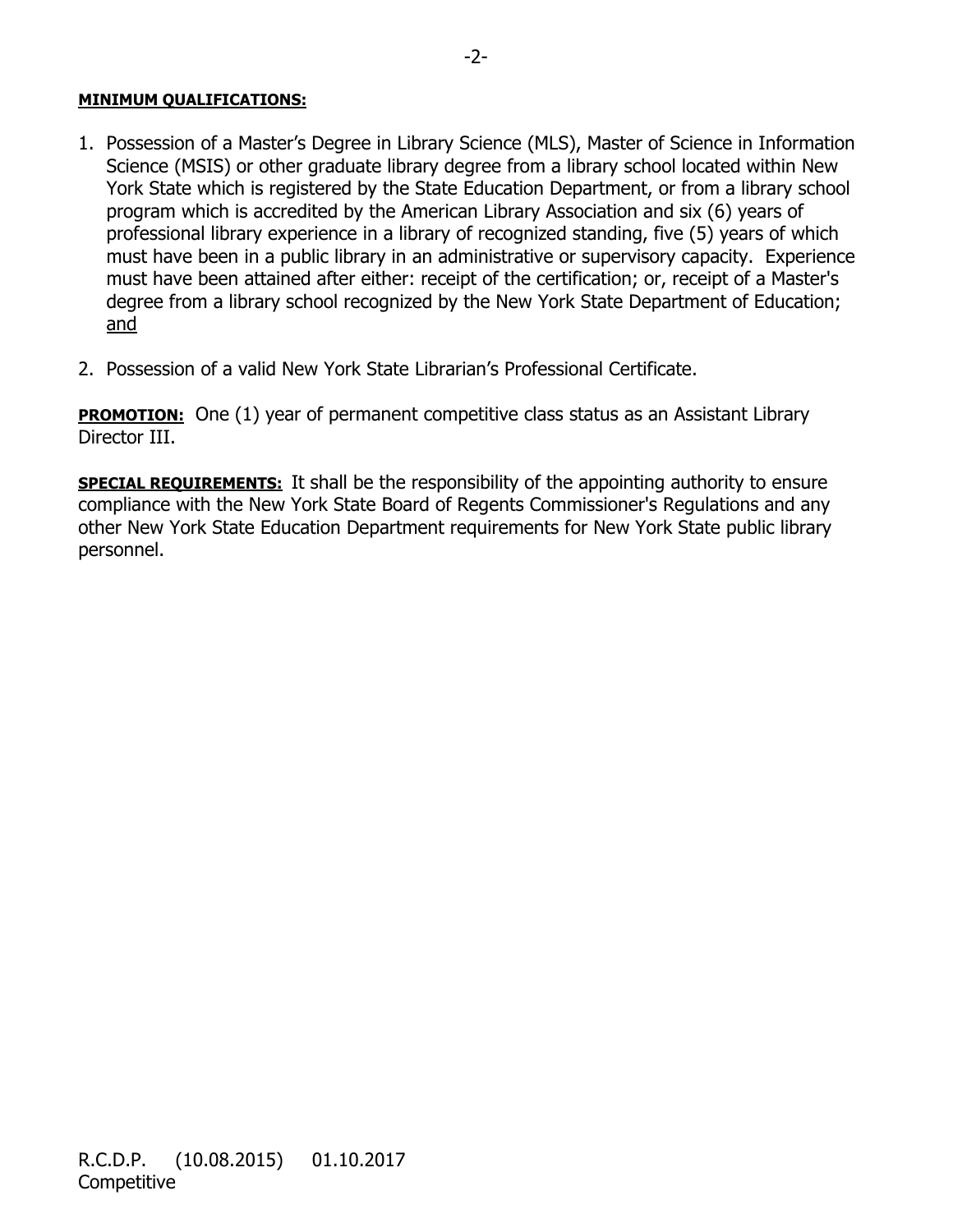**MINIMUM QUALIFICATIONS:**

1. Possession of a Master's Degree in Library Science (MLS), Master of Science in Information Science (MSIS) or other graduate library degree from a library school located within New York State which is registered by the State Education Department, or from a library school program which is accredited by the American Library Association and six (6) years of professional library experience in a library of recognized standing, five (5) years of which must have been in a public library in an administrative or supervisory capacity. Experience must have been attained after either: receipt of the certification; or, receipt of a Master's degree from a library school recognized by the New York State Department of Education; and
2. Possession of a valid New York State Librarian's Professional Certificate.

**PROMOTION:** One (1) year of permanent competitive class status as an Assistant Library Director III.

**SPECIAL REQUIREMENTS:** It shall be the responsibility of the appointing authority to ensure compliance with the New York State Board of Regents Commissioner's Regulations and any other New York State Education Department requirements for New York State public library personnel.

R.C.D.P. (10.08.2015) 01.10.2017
Competitive